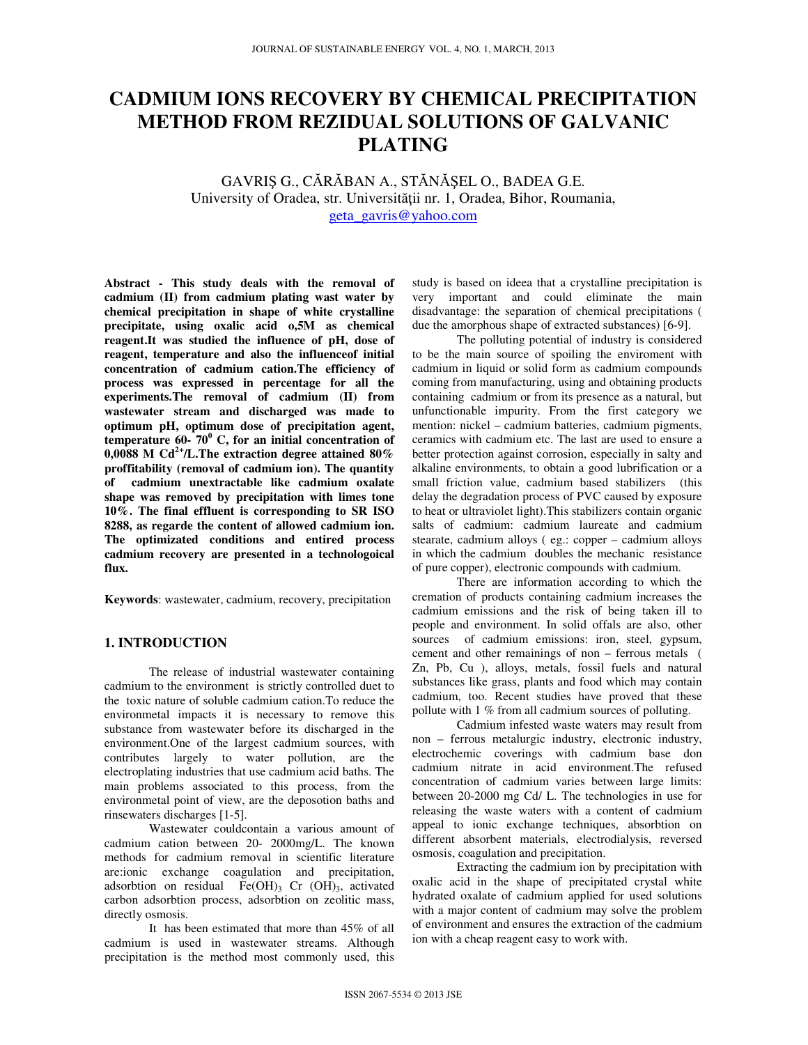# CADMIUM IONS RECOVERY BY CHEMICAL PRECIPITATION METHOD FROM REZIDUAL SOLUTIONS OF GALVANIC PLATING

GAVRIŞ G., CĂRĂBAN A., STĂNĂŞEL O., BADEA G.E.
University of Oradea, str. Universităţii nr. 1, Oradea, Bihor, Roumania,
geta_gavris@yahoo.com

**Abstract - This study deals with the removal of cadmium (II) from cadmium plating wast water by chemical precipitation in shape of white crystalline precipitate, using oxalic acid o,5M as chemical reagent.It was studied the influence of pH, dose of reagent, temperature and also the influenceof initial concentration of cadmium cation.The efficiency of process was expressed in percentage for all the experiments.The removal of cadmium (II) from wastewater stream and discharged was made to optimum pH, optimum dose of precipitation agent, temperature 60- 70$^0$ C, for an initial concentration of 0,0088 M $Cd^{2+}$/L.The extraction degree attained 80% proffitability (removal of cadmium ion). The quantity of cadmium unextractable like cadmium oxalate shape was removed by precipitation with limes tone 10%. The final effluent is corresponding to SR ISO 8288, as regarde the content of allowed cadmium ion. The optimizated conditions and entired process cadmium recovery are presented in a technologoical flux.**

**Keywords**: wastewater, cadmium, recovery, precipitation

## 1. INTRODUCTION

The release of industrial wastewater containing cadmium to the environment is strictly controlled duet to the toxic nature of soluble cadmium cation.To reduce the environmetal impacts it is necessary to remove this substance from wastewater before its discharged in the environment.One of the largest cadmium sources, with contributes largely to water pollution, are the electroplating industries that use cadmium acid baths. The main problems associated to this process, from the environmetal point of view, are the depostion baths and rinsewaters discharges [1-5].

Wastewater couldcontain a various amount of cadmium cation between 20- 2000mg/L. The known methods for cadmium removal in scientific literature are:ionic exchange coagulation and precipitation, adsorbtion on residual $Fe(OH)_3$ $Cr(OH)_3$, activated carbon adsorbtion process, adsorbtion on zeolitic mass, directly osmosis.

It has been estimated that more than 45% of all cadmium is used in wastewater streams. Although precipitation is the method most commonly used, this study is based on ideea that a crystalline precipitation is very important and could eliminate the main disadvantage: the separation of chemical precipitations ( due the amorphous shape of extracted substances) [6-9].

The polluting potential of industry is considered to be the main source of spoiling the enviroment with cadmium in liquid or solid form as cadmium compounds coming from manufacturing, using and obtaining products containing cadmium or from its presence as a natural, but unfunctionable impurity. From the first category we mention: nickel – cadmium batteries, cadmium pigments, ceramics with cadmium etc. The last are used to ensure a better protection against corrosion, especially in salty and alkaline environments, to obtain a good lubrification or a small friction value, cadmium based stabilizers (this delay the degradation process of PVC caused by exposure to heat or ultraviolet light).This stabilizers contain organic salts of cadmium: cadmium laureate and cadmium stearate, cadmium alloys ( eg.: copper – cadmium alloys in which the cadmium doubles the mechanic resistance of pure copper), electronic compounds with cadmium.

There are information according to which the cremation of products containing cadmium increases the cadmium emissions and the risk of being taken ill to people and environment. In solid offals are also, other sources of cadmium emissions: iron, steel, gypsum, cement and other remainings of non – ferrous metals ( Zn, Pb, Cu ), alloys, metals, fossil fuels and natural substances like grass, plants and food which may contain cadmium, too. Recent studies have proved that these pollute with 1 % from all cadmium sources of polluting.

Cadmium infested waste waters may result from non – ferrous metalurgic industry, electronic industry, electrochemic coverings with cadmium base don cadmium nitrate in acid environment.The refused concentration of cadmium varies between large limits: between 20-2000 mg Cd/ L. The technologies in use for releasing the waste waters with a content of cadmium appeal to ionic exchange techniques, absorbtion on different absorbent materials, electrodialysis, reversed osmosis, coagulation and precipitation.

Extracting the cadmium ion by precipitation with oxalic acid in the shape of precipitated crystal white hydrated oxalate of cadmium applied for used solutions with a major content of cadmium may solve the problem of environment and ensures the extraction of the cadmium ion with a cheap reagent easy to work with.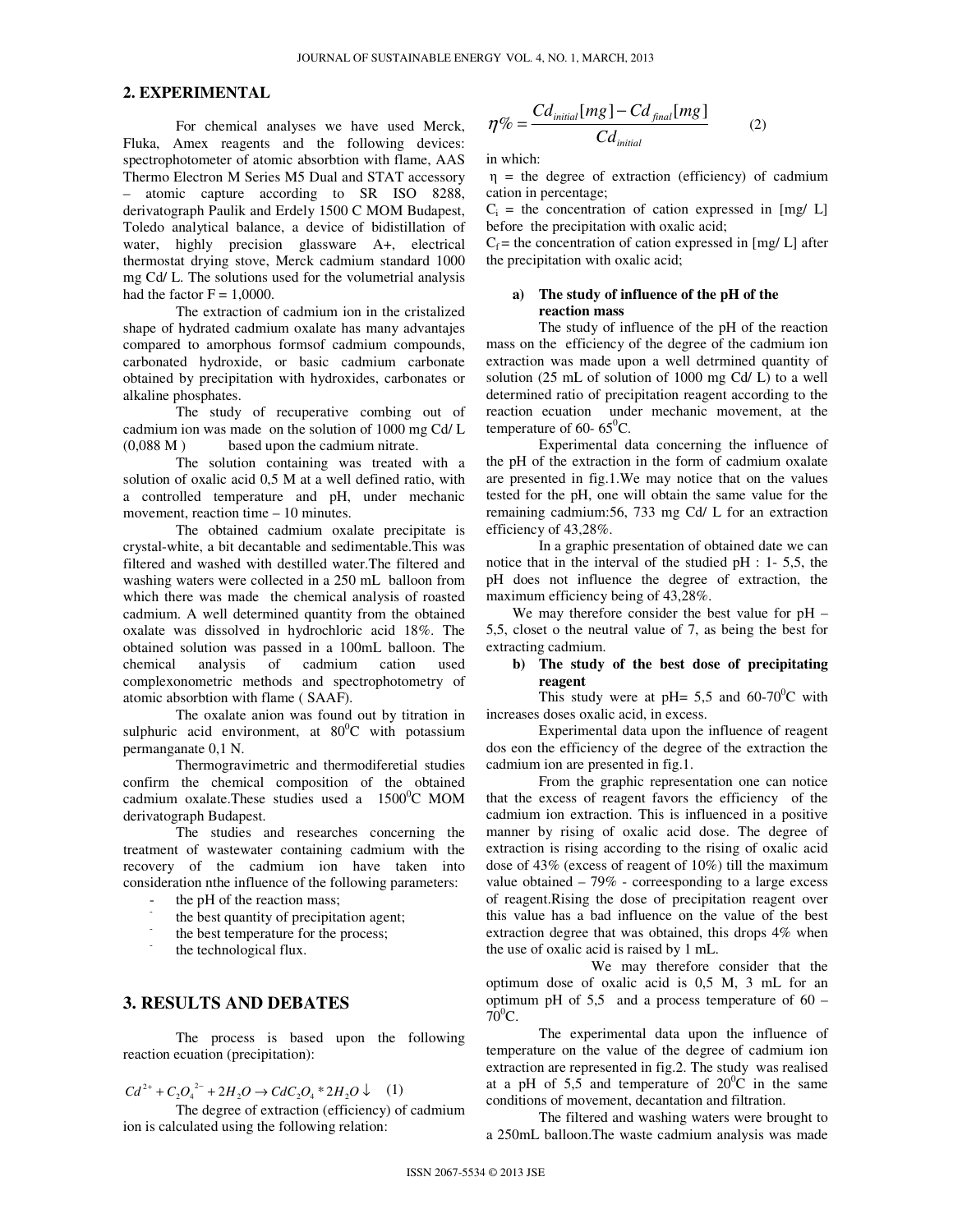## 2. EXPERIMENTAL

For chemical analyses we have used Merck, Fluka, Amex reagents and the following devices: spectrophotometer of atomic absorbtion with flame, AAS Thermo Electron M Series M5 Dual and STAT accessory – atomic capture according to SR ISO 8288, derivatograph Paulik and Erdely 1500 C MOM Budapest, Toledo analytical balance, a device of bidistillation of water, highly precision glassware A+, electrical thermostat drying stove, Merck cadmium standard 1000 mg Cd/ L. The solutions used for the volumetrial analysis had the factor F = 1,0000.

The extraction of cadmium ion in the cristalized shape of hydrated cadmium oxalate has many advantajes compared to amorphous formsof cadmium compounds, carbonated hydroxide, or basic cadmium carbonate obtained by precipitation with hydroxides, carbonates or alkaline phosphates.

The study of recuperative combing out of cadmium ion was made on the solution of 1000 mg Cd/ L (0,088 M ) based upon the cadmium nitrate.

The solution containing was treated with a solution of oxalic acid 0,5 M at a well defined ratio, with a controlled temperature and pH, under mechanic movement, reaction time – 10 minutes.

The obtained cadmium oxalate precipitate is crystal-white, a bit decantable and sedimentable.This was filtered and washed with destilled water.The filtered and washing waters were collected in a 250 mL balloon from which there was made the chemical analysis of roasted cadmium. A well determined quantity from the obtained oxalate was dissolved in hydrochloric acid 18%. The obtained solution was passed in a 100mL balloon. The chemical analysis of cadmium cation used complexonometric methods and spectrophotometry of atomic absorbtion with flame ( SAAF).

The oxalate anion was found out by titration in sulphuric acid environment, at $80^0$C with potassium permanganate 0,1 N.

Thermogravimetric and thermodiferetial studies confirm the chemical composition of the obtained cadmium oxalate.These studies used a $1500^0$C MOM derivatograph Budapest.

The studies and researches concerning the treatment of wastewater containing cadmium with the recovery of the cadmium ion have taken into consideration nthe influence of the following parameters:

- the pH of the reaction mass;
- the best quantity of precipitation agent;
- the best temperature for the process;
- the technological flux.

## 3. RESULTS AND DEBATES

The process is based upon the following reaction ecuation (precipitation):

$$Cd^{2+} + C_2O_4^{\ 2-} + 2H_2O \rightarrow CdC_2O_4 * 2H_2O \downarrow \quad (1)$$

The degree of extraction (efficiency) of cadmium ion is calculated using the following relation:

$$\eta\% = \frac{Cd_{initial}[mg] - Cd_{final}[mg]}{Cd_{initial}} \quad (2)$$

in which:

η = the degree of extraction (efficiency) of cadmium cation in percentage;

$C_i$ = the concentration of cation expressed in [mg/ L] before the precipitation with oxalic acid;

$C_f$ = the concentration of cation expressed in [mg/ L] after the precipitation with oxalic acid;

**a) The study of influence of the pH of the reaction mass**

The study of influence of the pH of the reaction mass on the efficiency of the degree of the cadmium ion extraction was made upon a well detrmined quantity of solution (25 mL of solution of 1000 mg Cd/ L) to a well determined ratio of precipitation reagent according to the reaction ecuation under mechanic movement, at the temperature of 60- $65^0$C.

Experimental data concerning the influence of the pH of the extraction in the form of cadmium oxalate are presented in fig.1.We may notice that on the values tested for the pH, one will obtain the same value for the remaining cadmium:56, 733 mg Cd/ L for an extraction efficiency of 43,28%.

In a graphic presentation of obtained date we can notice that in the interval of the studied pH : 1- 5,5, the pH does not influence the degree of extraction, the maximum efficiency being of 43,28%.

We may therefore consider the best value for pH – 5,5, closet o the neutral value of 7, as being the best for extracting cadmium.

**b) The study of the best dose of precipitating reagent**

This study were at pH= 5,5 and 60-$70^0$C with increases doses oxalic acid, in excess.

Experimental data upon the influence of reagent dos eon the efficiency of the degree of the extraction the cadmium ion are presented in fig.1.

From the graphic representation one can notice that the excess of reagent favors the efficiency of the cadmium ion extraction. This is influenced in a positive manner by rising of oxalic acid dose. The degree of extraction is rising according to the rising of oxalic acid dose of 43% (excess of reagent of 10%) till the maximum value obtained – 79% - correesponding to a large excess of reagent.Rising the dose of precipitation reagent over this value has a bad influence on the value of the best extraction degree that was obtained, this drops 4% when the use of oxalic acid is raised by 1 mL.

We may therefore consider that the optimum dose of oxalic acid is 0,5 M, 3 mL for an optimum pH of 5,5 and a process temperature of 60 – $70^0$C.

The experimental data upon the influence of temperature on the value of the degree of cadmium ion extraction are represented in fig.2. The study was realised at a pH of 5,5 and temperature of $20^0$C in the same conditions of movement, decantation and filtration.

The filtered and washing waters were brought to a 250mL balloon.The waste cadmium analysis was made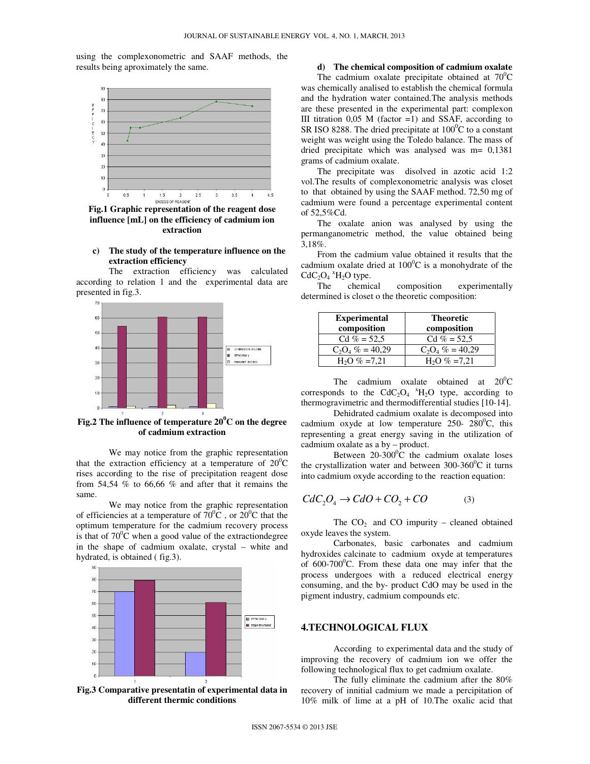using the complexonometric and SAAF methods, the results being aproximately the same.

**Fig.1 Graphic representation of the reagent dose influence [mL] on the efficiency of cadmium ion extraction**

**c) The study of the temperature influence on the extraction efficiency**

The extraction efficiency was calculated according to relation 1 and the experimental data are presented in fig.3.

**Fig.2 The influence of temperature 20$^0$C on the degree of cadmium extraction**

We may notice from the graphic representation that the extraction efficiency at a temperature of 20$^0$C rises according to the rise of precipitation reagent dose from 54,54 % to 66,66 % and after that it remains the same.

We may notice from the graphic representation of efficiencies at a temperature of 70$^0$C , or 20$^0$C that the optimum temperature for the cadmium recovery process is that of 70$^0$C when a good value of the extractiondegree in the shape of cadmium oxalate, crystal – white and hydrated, is obtained ( fig.3).

**Fig.3 Comparative presentatin of experimental data in different thermic conditions**

**d) The chemical composition of cadmium oxalate**

The cadmium oxalate precipitate obtained at 70$^0$C was chemically analised to establish the chemical formula and the hydration water contained.The analysis methods are these presented in the experimental part: complexon III titration 0,05 M (factor =1) and SSAF, according to SR ISO 8288. The dried precipitate at 100$^0$C to a constant weight was weight using the Toledo balance. The mass of dried precipitate which was analysed was m= 0,1381 grams of cadmium oxalate.

The precipitate was disolved in azotic acid 1:2 vol.The results of complexonometric analysis was closet to that obtained by using the SAAF method. 72,50 mg of cadmium were found a percentage experimental content of 52,5%Cd.

The oxalate anion was analysed by using the permanganometric method, the value obtained being 3,18%.

From the cadmium value obtained it results that the cadmium oxalate dried at 100$^0$C is a monohydrate of the $CdC_2O_4\ {}^xH_2O$ type.

The chemical composition experimentally determined is closet o the theoretic composition:

| Experimental composition | Theoretic composition |
|---|---|
| Cd % = 52,5 | Cd % = 52,5 |
| $C_2O_4$ % = 40,29 | $C_2O_4$ % = 40,29 |
| $H_2O$ % =7,21 | $H_2O$ % =7,21 |

The cadmium oxalate obtained at 20$^0$C corresponds to the $CdC_2O_4\ {}^xH_2O$ type, according to thermogravimetric and thermodifferential studies [10-14].

Dehidrated cadmium oxalate is decomposed into cadmium oxyde at low temperature 250- 280$^0$C, this representing a great energy saving in the utilization of cadmium oxalate as a by – product.

Between 20-300$^0$C the cadmium oxalate loses the crystallization water and between 300-360$^0$C it turns into cadmium oxyde according to the reaction equation:

$$CdC_2O_4 \rightarrow CdO + CO_2 + CO \qquad (3)$$

The $CO_2$ and CO impurity – cleaned obtained oxyde leaves the system.

Carbonates, basic carbonates and cadmium hydroxides calcinate to cadmium oxyde at temperatures of 600-700$^0$C. From these data one may infer that the process undergoes with a reduced electrical energy consuming, and the by- product CdO may be used in the pigment industry, cadmium compounds etc.

## 4.TECHNOLOGICAL FLUX

According to experimental data and the study of improving the recovery of cadmium ion we offer the following technological flux to get cadmium oxalate.

The fully eliminate the cadmium after the 80% recovery of innitial cadmium we made a percipitation of 10% milk of lime at a pH of 10.The oxalic acid that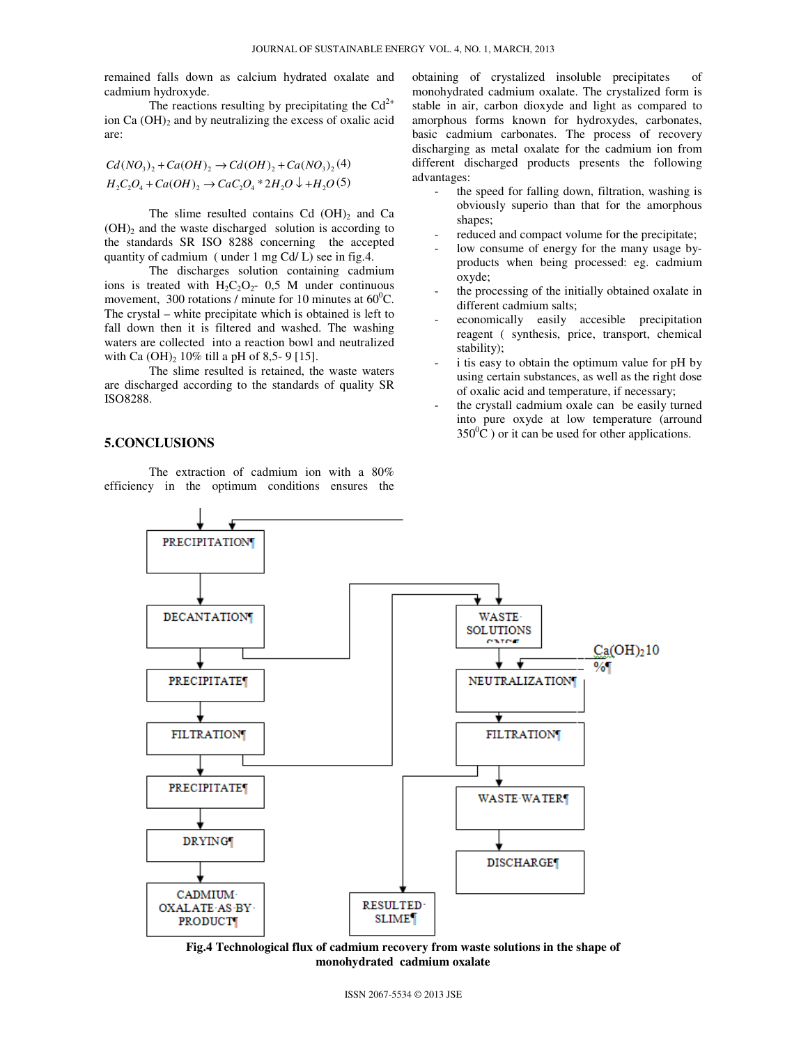remained falls down as calcium hydrated oxalate and cadmium hydroxyde.

The reactions resulting by precipitating the $Cd^{2+}$ ion Ca $(OH)_2$ and by neutralizing the excess of oxalic acid are:

$$Cd(NO_3)_2 + Ca(OH)_2 \rightarrow Cd(OH)_2 + Ca(NO_3)_2 \quad (4)$$

$$H_2C_2O_4 + Ca(OH)_2 \rightarrow CaC_2O_4 * 2H_2O \downarrow + H_2O \quad (5)$$

The slime resulted contains Cd $(OH)_2$ and Ca $(OH)_2$ and the waste discharged solution is according to the standards SR ISO 8288 concerning the accepted quantity of cadmium ( under 1 mg Cd/ L) see in fig.4.

The discharges solution containing cadmium ions is treated with $H_2C_2O_2$- 0,5 M under continuous movement, 300 rotations / minute for 10 minutes at $60^0$C. The crystal – white precipitate which is obtained is left to fall down then it is filtered and washed. The washing waters are collected into a reaction bowl and neutralized with Ca $(OH)_2$ 10% till a pH of 8,5- 9 [15].

The slime resulted is retained, the waste waters are discharged according to the standards of quality SR ISO8288.

## 5.CONCLUSIONS

The extraction of cadmium ion with a 80% efficiency in the optimum conditions ensures the obtaining of crystalized insoluble precipitates of monohydrated cadmium oxalate. The crystalized form is stable in air, carbon dioxyde and light as compared to amorphous forms known for hydroxydes, carbonates, basic cadmium carbonates. The process of recovery discharging as metal oxalate for the cadmium ion from different discharged products presents the following advantages:

- the speed for falling down, filtration, washing is obviously superio than that for the amorphous shapes;
- reduced and compact volume for the precipitate;
- low consume of energy for the many usage by-products when being processed: eg. cadmium oxyde;
- the processing of the initially obtained oxalate in different cadmium salts;
- economically easily accesible precipitation reagent ( synthesis, price, transport, chemical stability);
- i tis easy to obtain the optimum value for pH by using certain substances, as well as the right dose of oxalic acid and temperature, if necessary;
- the crystall cadmium oxale can be easily turned into pure oxyde at low temperature (arround $350^0$C ) or it can be used for other applications.

PRECIPITATION → DECANTATION → PRECIPITATE → FILTRATION → PRECIPITATE → DRYING → CADMIUM OXALATE AS BY PRODUCT

WASTE SOLUTIONS → NEUTRALIZATION ($Ca(OH)_2$ 10 %) → FILTRATION → WASTE WATER → DISCHARGE

FILTRATION → RESULTED SLIME

**Fig.4 Technological flux of cadmium recovery from waste solutions in the shape of monohydrated cadmium oxalate**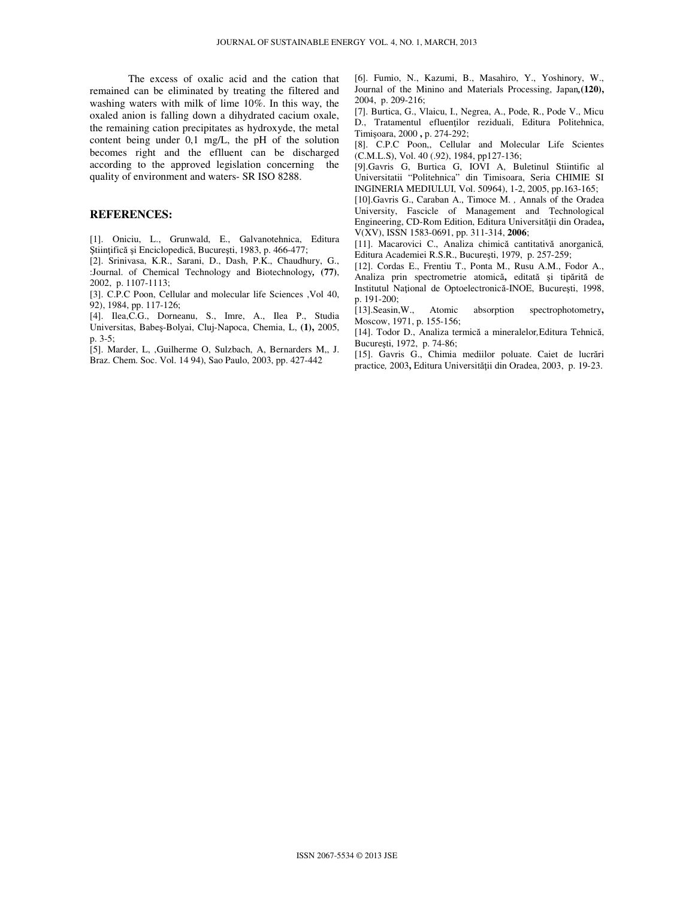The excess of oxalic acid and the cation that remained can be eliminated by treating the filtered and washing waters with milk of lime 10%. In this way, the oxaled anion is falling down a dihydrated cacium oxale, the remaining cation precipitates as hydroxyde, the metal content being under 0,1 mg/L, the pH of the solution becomes right and the effluent can be discharged according to the approved legislation concerning the quality of environment and waters- SR ISO 8288.

## REFERENCES:

[1]. Oniciu, L., Grunwald, E., Galvanotehnica, Editura Ştiinţifică şi Enciclopedică, Bucureşti, 1983, p. 466-477;

[2]. Srinivasa, K.R., Sarani, D., Dash, P.K., Chaudhury, G., :Journal. of Chemical Technology and Biotechnology*,* **(77)**, 2002, p. 1107-1113;

[3]. C.P.C Poon, Cellular and molecular life Sciences ,Vol 40, 92), 1984, pp. 117-126;

[4]. Ilea,C.G., Dorneanu, S., Imre, A., Ilea P., Studia Universitas, Babeş-Bolyai, Cluj-Napoca, Chemia, L, **(1),** 2005, p. 3-5;

[5]. Marder, L, ,Guilherme O, Sulzbach, A, Bernarders M,, J. Braz. Chem. Soc. Vol. 14 94), Sao Paulo, 2003, pp. 427-442

[6]. Fumio, N., Kazumi, B., Masahiro, Y., Yoshinory, W., Journal of the Minino and Materials Processing, Japan**,(120),** 2004, p. 209-216;

[7]. Burtica, G., Vlaicu, I., Negrea, A., Pode, R., Pode V., Micu D., Tratamentul efluenţilor reziduali, Editura Politehnica, Timişoara, 2000 **,** p. 274-292;

[8]. C.P.C Poon,, Cellular and Molecular Life Scientes (C.M.L.S), Vol. 40 (.92), 1984, pp127-136;

[9].Gavris G, Burtica G, IOVI A, Buletinul Stiintific al Universitatii "Politehnica" din Timisoara, Seria CHIMIE SI INGINERIA MEDIULUI, Vol. 50964), 1-2, 2005, pp.163-165;

[10].Gavris G., Caraban A., Timoce M. *,* Annals of the Oradea University, Fascicle of Management and Technological Engineering, CD-Rom Edition, Editura Universităţii din Oradea**,** V(XV), ISSN 1583-0691, pp. 311-314, **2006**;

[11]. Macarovici C., Analiza chimică cantitativă anorganică*,* Editura Academiei R.S.R., Bucureşti, 1979, p. 257-259;

[12]. Cordas E., Frentiu T., Ponta M., Rusu A.M., Fodor A., Analiza prin spectrometrie atomică**,** editată şi tipărită de Institutul Naţional de Optoelectronică-INOE, Bucureşti, 1998, p. 191-200;

[13].Seasin,W., Atomic absorption spectrophotometry**,** Moscow, 1971, p. 155-156;

[14]. Todor D., Analiza termică a mineralelor*,*Editura Tehnică, Bucureşti, 1972, p. 74-86;

[15]. Gavris G., Chimia mediilor poluate. Caiet de lucrări practice*,* 2003**,** Editura Universităţii din Oradea, 2003, p. 19-23.